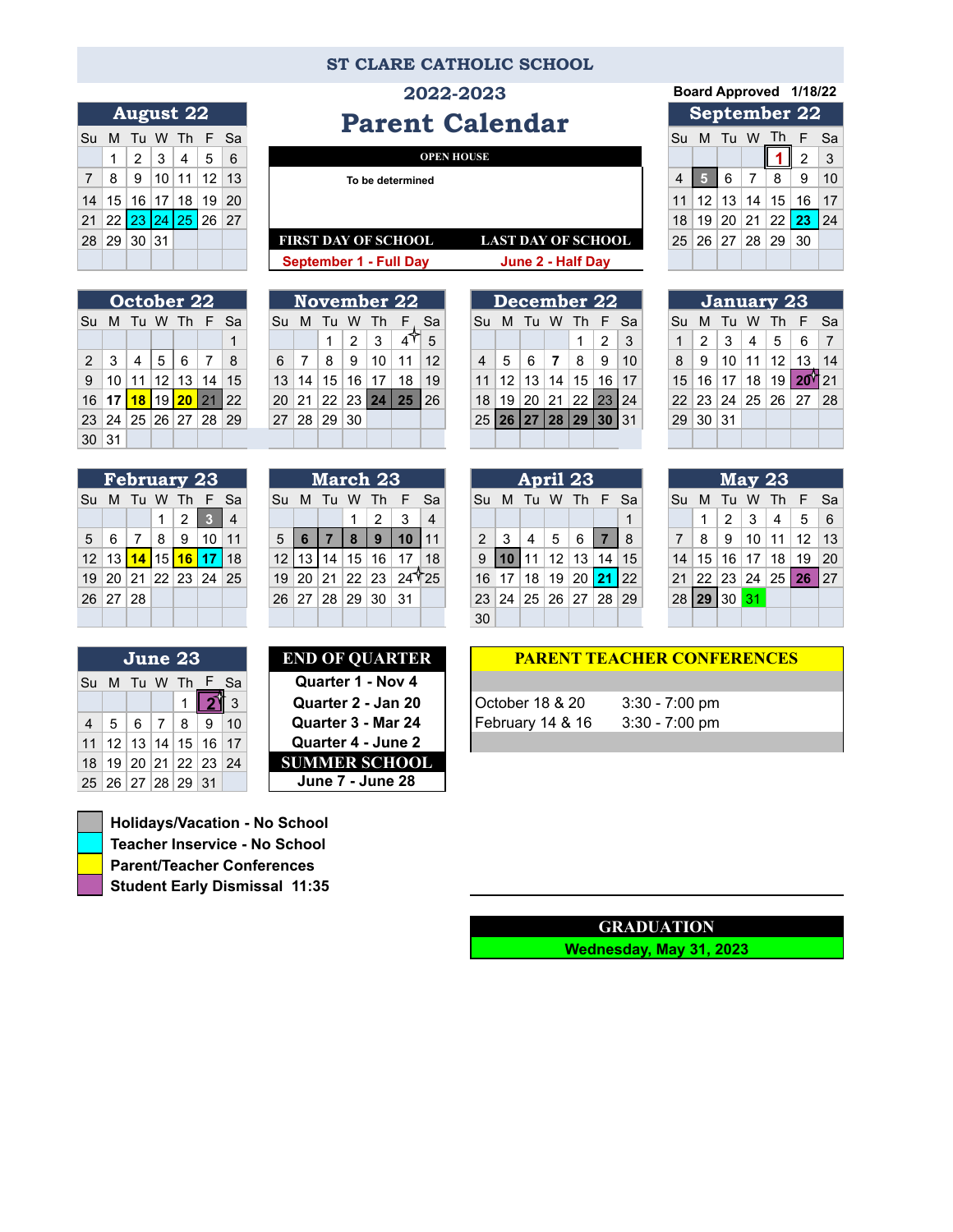# ST CLARE CATHOLIC SCHOOL

## 2022-2023

# Parent Calendar

Board Approved 1/18/22

**OPEN HOUSE**

To be determined

| FIRST DAY OF SCHOOL | LAST DAY OF SCHOOL |
|---|---|
| September 1 - Full Day | June 2 - Half Day |

### August 22

| Su | M | Tu | W | Th | F | Sa |
|---|---|---|---|---|---|---|
| | 1 | 2 | 3 | 4 | 5 | 6 |
| 7 | 8 | 9 | 10 | 11 | 12 | 13 |
| 14 | 15 | 16 | 17 | 18 | 19 | 20 |
| 21 | 22 | 23 | 24 | 25 | 26 | 27 |
| 28 | 29 | 30 | 31 | | | |

### September 22

| Su | M | Tu | W | Th | F | Sa |
|---|---|---|---|---|---|---|
| | | | | 1 | 2 | 3 |
| 4 | 5 | 6 | 7 | 8 | 9 | 10 |
| 11 | 12 | 13 | 14 | 15 | 16 | 17 |
| 18 | 19 | 20 | 21 | 22 | 23 | 24 |
| 25 | 26 | 27 | 28 | 29 | 30 | |

### October 22

| Su | M | Tu | W | Th | F | Sa |
|---|---|---|---|---|---|---|
| | | | | | | 1 |
| 2 | 3 | 4 | 5 | 6 | 7 | 8 |
| 9 | 10 | 11 | 12 | 13 | 14 | 15 |
| 16 | 17 | 18 | 19 | 20 | 21 | 22 |
| 23 | 24 | 25 | 26 | 27 | 28 | 29 |
| 30 | 31 | | | | | |

### November 22

| Su | M | Tu | W | Th | F | Sa |
|---|---|---|---|---|---|---|
| | | 1 | 2 | 3 | 4 | 5 |
| 6 | 7 | 8 | 9 | 10 | 11 | 12 |
| 13 | 14 | 15 | 16 | 17 | 18 | 19 |
| 20 | 21 | 22 | 23 | 24 | 25 | 26 |
| 27 | 28 | 29 | 30 | | | |

### December 22

| Su | M | Tu | W | Th | F | Sa |
|---|---|---|---|---|---|---|
| | | | | 1 | 2 | 3 |
| 4 | 5 | 6 | 7 | 8 | 9 | 10 |
| 11 | 12 | 13 | 14 | 15 | 16 | 17 |
| 18 | 19 | 20 | 21 | 22 | 23 | 24 |
| 25 | 26 | 27 | 28 | 29 | 30 | 31 |

### January 23

| Su | M | Tu | W | Th | F | Sa |
|---|---|---|---|---|---|---|
| 1 | 2 | 3 | 4 | 5 | 6 | 7 |
| 8 | 9 | 10 | 11 | 12 | 13 | 14 |
| 15 | 16 | 17 | 18 | 19 | 20 | 21 |
| 22 | 23 | 24 | 25 | 26 | 27 | 28 |
| 29 | 30 | 31 | | | | |

### February 23

| Su | M | Tu | W | Th | F | Sa |
|---|---|---|---|---|---|---|
| | | | 1 | 2 | 3 | 4 |
| 5 | 6 | 7 | 8 | 9 | 10 | 11 |
| 12 | 13 | 14 | 15 | 16 | 17 | 18 |
| 19 | 20 | 21 | 22 | 23 | 24 | 25 |
| 26 | 27 | 28 | | | | |

### March 23

| Su | M | Tu | W | Th | F | Sa |
|---|---|---|---|---|---|---|
| | | | 1 | 2 | 3 | 4 |
| 5 | 6 | 7 | 8 | 9 | 10 | 11 |
| 12 | 13 | 14 | 15 | 16 | 17 | 18 |
| 19 | 20 | 21 | 22 | 23 | 24 | 25 |
| 26 | 27 | 28 | 29 | 30 | 31 | |

### April 23

| Su | M | Tu | W | Th | F | Sa |
|---|---|---|---|---|---|---|
| | | | | | | 1 |
| 2 | 3 | 4 | 5 | 6 | 7 | 8 |
| 9 | 10 | 11 | 12 | 13 | 14 | 15 |
| 16 | 17 | 18 | 19 | 20 | 21 | 22 |
| 23 | 24 | 25 | 26 | 27 | 28 | 29 |
| 30 | | | | | | |

### May 23

| Su | M | Tu | W | Th | F | Sa |
|---|---|---|---|---|---|---|
| | 1 | 2 | 3 | 4 | 5 | 6 |
| 7 | 8 | 9 | 10 | 11 | 12 | 13 |
| 14 | 15 | 16 | 17 | 18 | 19 | 20 |
| 21 | 22 | 23 | 24 | 25 | 26 | 27 |
| 28 | 29 | 30 | 31 | | | |

### June 23

| Su | M | Tu | W | Th | F | Sa |
|---|---|---|---|---|---|---|
| | | | | 1 | 2 | 3 |
| 4 | 5 | 6 | 7 | 8 | 9 | 10 |
| 11 | 12 | 13 | 14 | 15 | 16 | 17 |
| 18 | 19 | 20 | 21 | 22 | 23 | 24 |
| 25 | 26 | 27 | 28 | 29 | 31 | |

**END OF QUARTER**

- Quarter 1 - Nov 4
- Quarter 2 - Jan 20
- Quarter 3 - Mar 24
- Quarter 4 - June 2

**SUMMER SCHOOL**

June 7 - June 28

**PARENT TEACHER CONFERENCES**

| Dates | Time |
|---|---|
| October 18 & 20 | 3:30 - 7:00 pm |
| February 14 & 16 | 3:30 - 7:00 pm |

- Holidays/Vacation - No School
- Teacher Inservice - No School
- Parent/Teacher Conferences
- Student Early Dismissal 11:35

**GRADUATION**

Wednesday, May 31, 2023